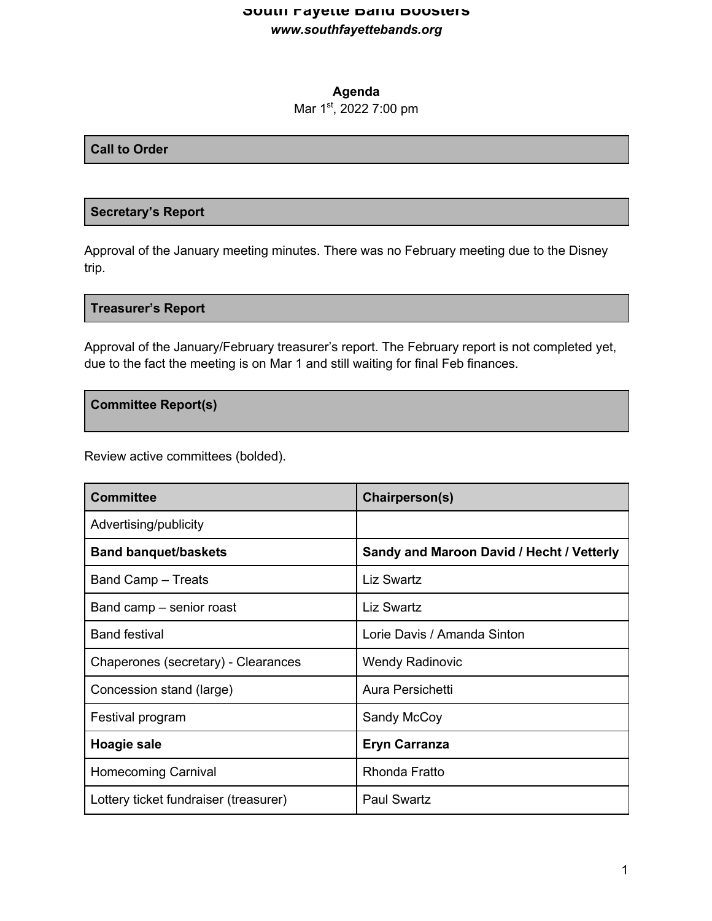# South Fayette Band Boosters

***www.southfayettebands.org***

**Agenda**

Mar 1st, 2022 7:00 pm

## Call to Order

## Secretary's Report

Approval of the January meeting minutes. There was no February meeting due to the Disney trip.

## Treasurer's Report

Approval of the January/February treasurer's report. The February report is not completed yet, due to the fact the meeting is on Mar 1 and still waiting for final Feb finances.

## Committee Report(s)

Review active committees (bolded).

| Committee | Chairperson(s) |
|---|---|
| Advertising/publicity | |
| **Band banquet/baskets** | **Sandy and Maroon David / Hecht / Vetterly** |
| Band Camp – Treats | Liz Swartz |
| Band camp – senior roast | Liz Swartz |
| Band festival | Lorie Davis / Amanda Sinton |
| Chaperones (secretary) - Clearances | Wendy Radinovic |
| Concession stand (large) | Aura Persichetti |
| Festival program | Sandy McCoy |
| **Hoagie sale** | **Eryn Carranza** |
| Homecoming Carnival | Rhonda Fratto |
| Lottery ticket fundraiser (treasurer) | Paul Swartz |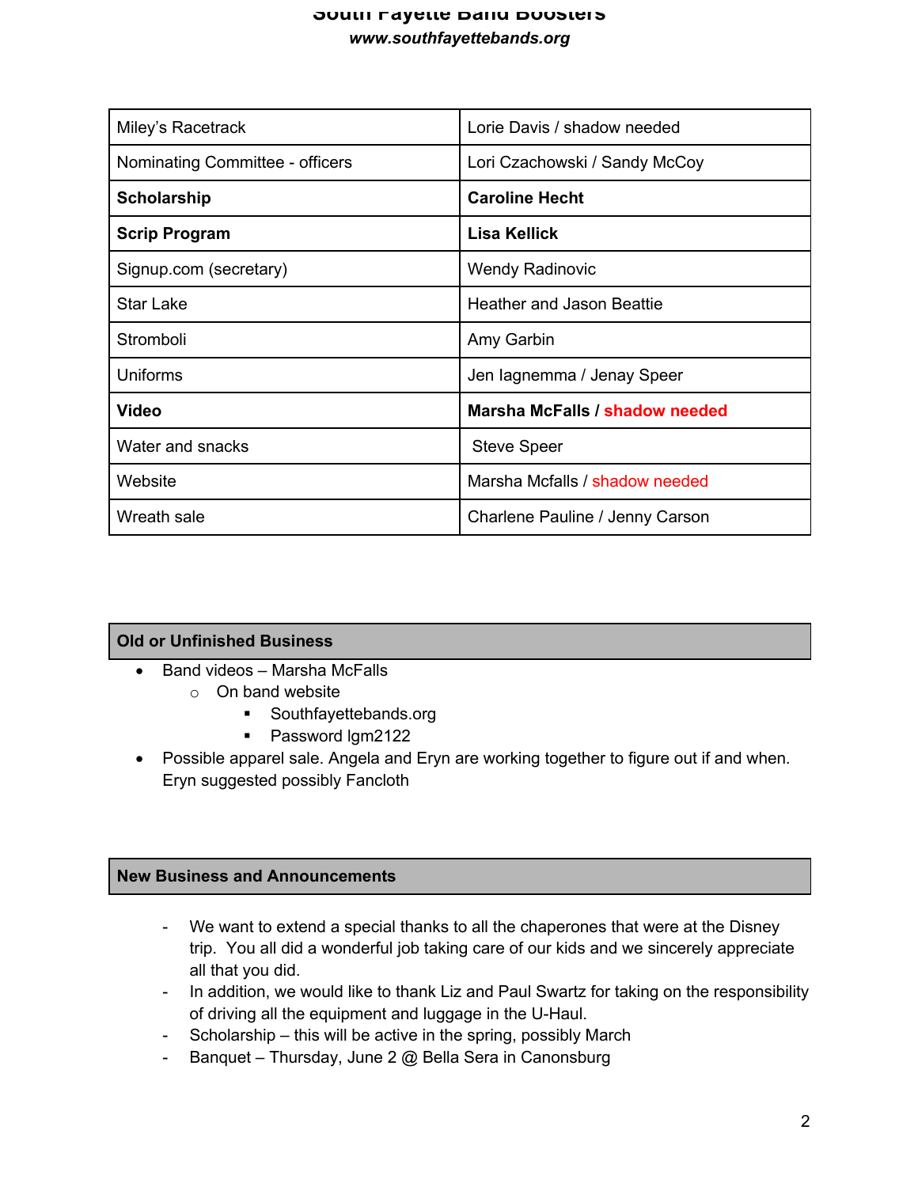| | |
|---|---|
| Miley's Racetrack | Lorie Davis / shadow needed |
| Nominating Committee - officers | Lori Czachowski / Sandy McCoy |
| **Scholarship** | **Caroline Hecht** |
| **Scrip Program** | **Lisa Kellick** |
| Signup.com (secretary) | Wendy Radinovic |
| Star Lake | Heather and Jason Beattie |
| Stromboli | Amy Garbin |
| Uniforms | Jen Iagnemma / Jenay Speer |
| **Video** | **Marsha McFalls / shadow needed** |
| Water and snacks | Steve Speer |
| Website | Marsha Mcfalls / shadow needed |
| Wreath sale | Charlene Pauline / Jenny Carson |

## Old or Unfinished Business

- Band videos – Marsha McFalls
  - On band website
    - Southfayettebands.org
    - Password lgm2122
- Possible apparel sale. Angela and Eryn are working together to figure out if and when. Eryn suggested possibly Fancloth

## New Business and Announcements

- We want to extend a special thanks to all the chaperones that were at the Disney trip. You all did a wonderful job taking care of our kids and we sincerely appreciate all that you did.
- In addition, we would like to thank Liz and Paul Swartz for taking on the responsibility of driving all the equipment and luggage in the U-Haul.
- Scholarship – this will be active in the spring, possibly March
- Banquet – Thursday, June 2 @ Bella Sera in Canonsburg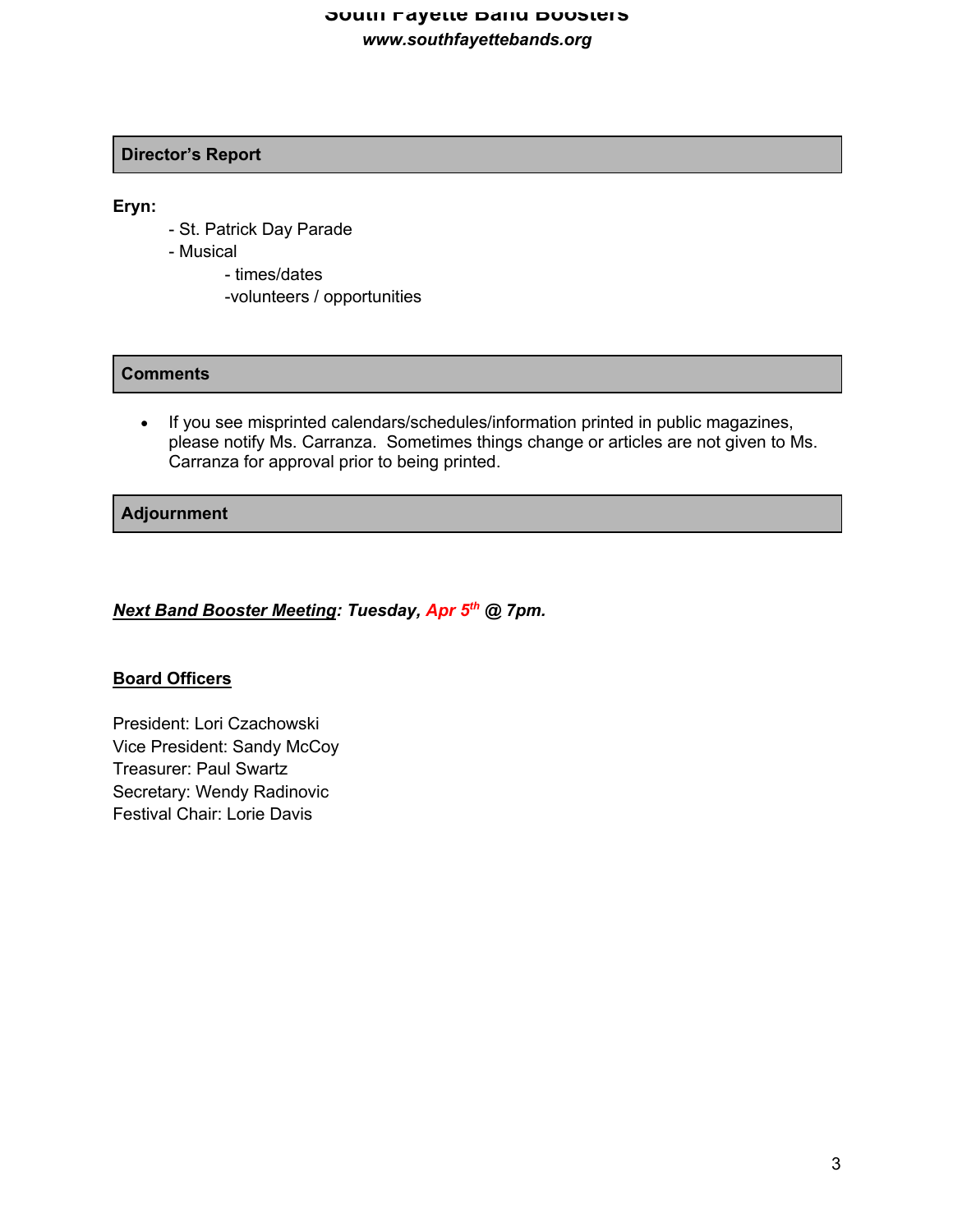## Director's Report

**Eryn:**

- St. Patrick Day Parade
- Musical
    - times/dates
    - volunteers / opportunities

## Comments

- If you see misprinted calendars/schedules/information printed in public magazines, please notify Ms. Carranza. Sometimes things change or articles are not given to Ms. Carranza for approval prior to being printed.

## Adjournment

***Next Band Booster Meeting*: Tuesday, Apr 5th @ 7pm.**

**Board Officers**

President: Lori Czachowski
Vice President: Sandy McCoy
Treasurer: Paul Swartz
Secretary: Wendy Radinovic
Festival Chair: Lorie Davis